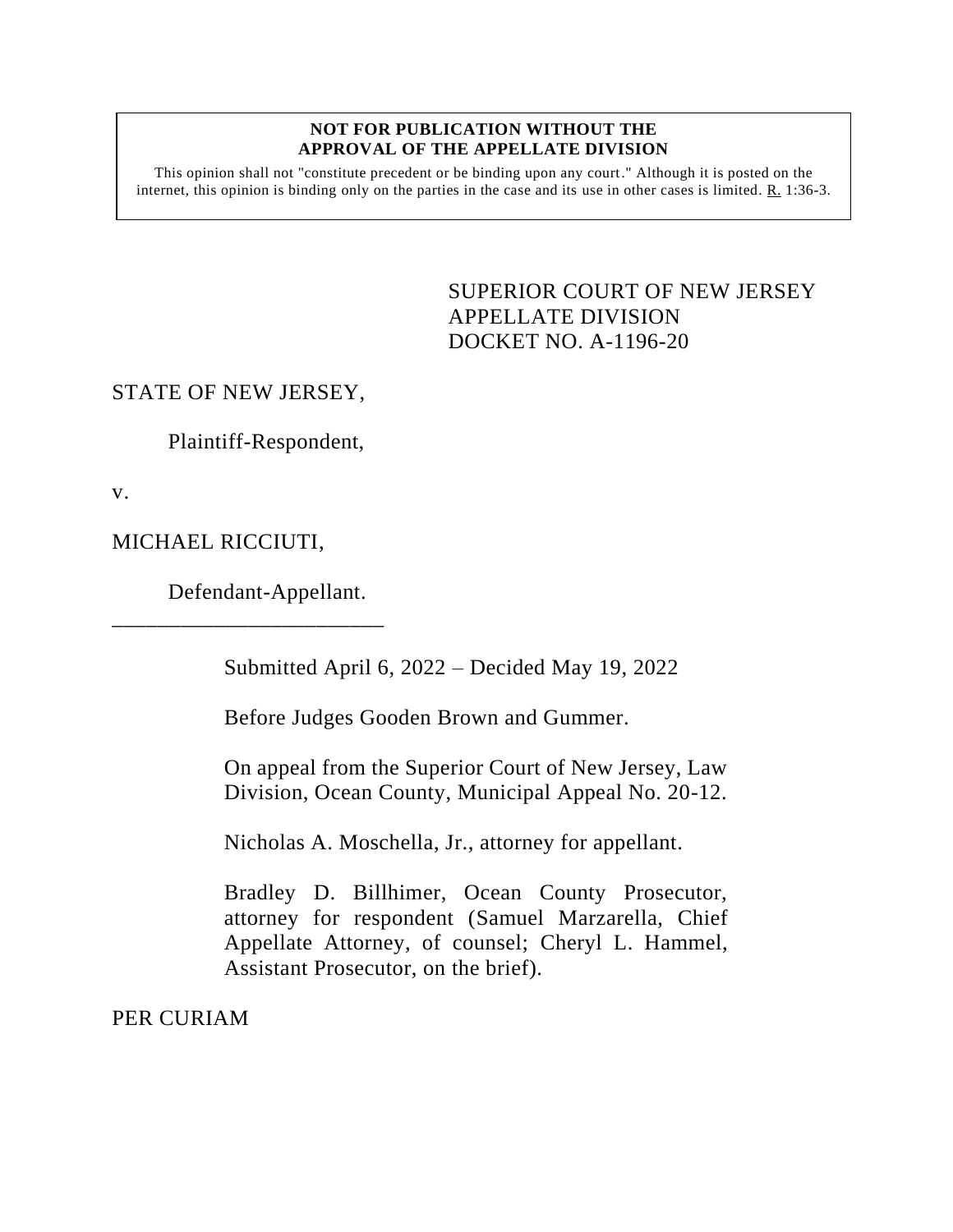**NOT FOR PUBLICATION WITHOUT THE APPROVAL OF THE APPELLATE DIVISION**

This opinion shall not "constitute precedent or be binding upon any court." Although it is posted on the internet, this opinion is binding only on the parties in the case and its use in other cases is limited. R. 1:36-3.

SUPERIOR COURT OF NEW JERSEY
APPELLATE DIVISION
DOCKET NO. A-1196-20

STATE OF NEW JERSEY,

Plaintiff-Respondent,

v.

MICHAEL RICCIUTI,

Defendant-Appellant.

\_\_\_\_\_\_\_\_\_\_\_\_\_\_\_\_\_\_\_\_\_\_\_\_\_\_

Submitted April 6, 2022 – Decided May 19, 2022

Before Judges Gooden Brown and Gummer.

On appeal from the Superior Court of New Jersey, Law Division, Ocean County, Municipal Appeal No. 20-12.

Nicholas A. Moschella, Jr., attorney for appellant.

Bradley D. Billhimer, Ocean County Prosecutor, attorney for respondent (Samuel Marzarella, Chief Appellate Attorney, of counsel; Cheryl L. Hammel, Assistant Prosecutor, on the brief).

PER CURIAM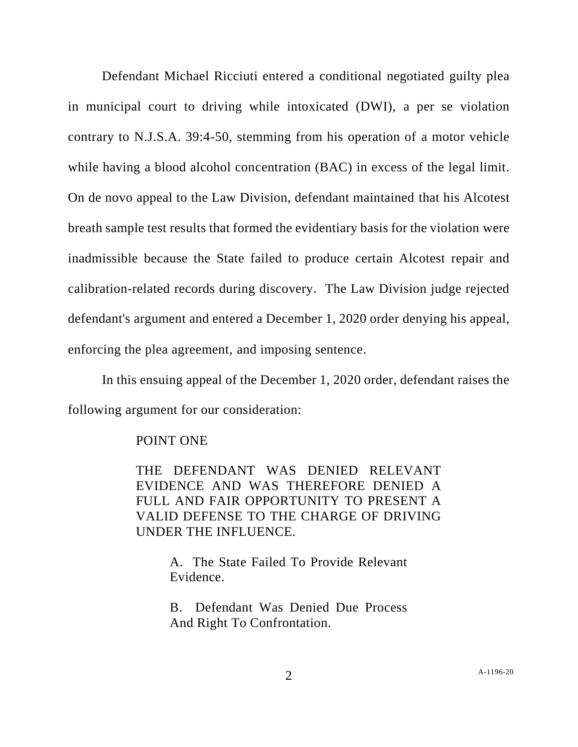Defendant Michael Ricciuti entered a conditional negotiated guilty plea in municipal court to driving while intoxicated (DWI), a per se violation contrary to N.J.S.A. 39:4-50, stemming from his operation of a motor vehicle while having a blood alcohol concentration (BAC) in excess of the legal limit. On de novo appeal to the Law Division, defendant maintained that his Alcotest breath sample test results that formed the evidentiary basis for the violation were inadmissible because the State failed to produce certain Alcotest repair and calibration-related records during discovery. The Law Division judge rejected defendant's argument and entered a December 1, 2020 order denying his appeal, enforcing the plea agreement, and imposing sentence.

In this ensuing appeal of the December 1, 2020 order, defendant raises the following argument for our consideration:

> POINT ONE
>
> THE DEFENDANT WAS DENIED RELEVANT EVIDENCE AND WAS THEREFORE DENIED A FULL AND FAIR OPPORTUNITY TO PRESENT A VALID DEFENSE TO THE CHARGE OF DRIVING UNDER THE INFLUENCE.
>
> > A. The State Failed To Provide Relevant Evidence.
> >
> > B. Defendant Was Denied Due Process And Right To Confrontation.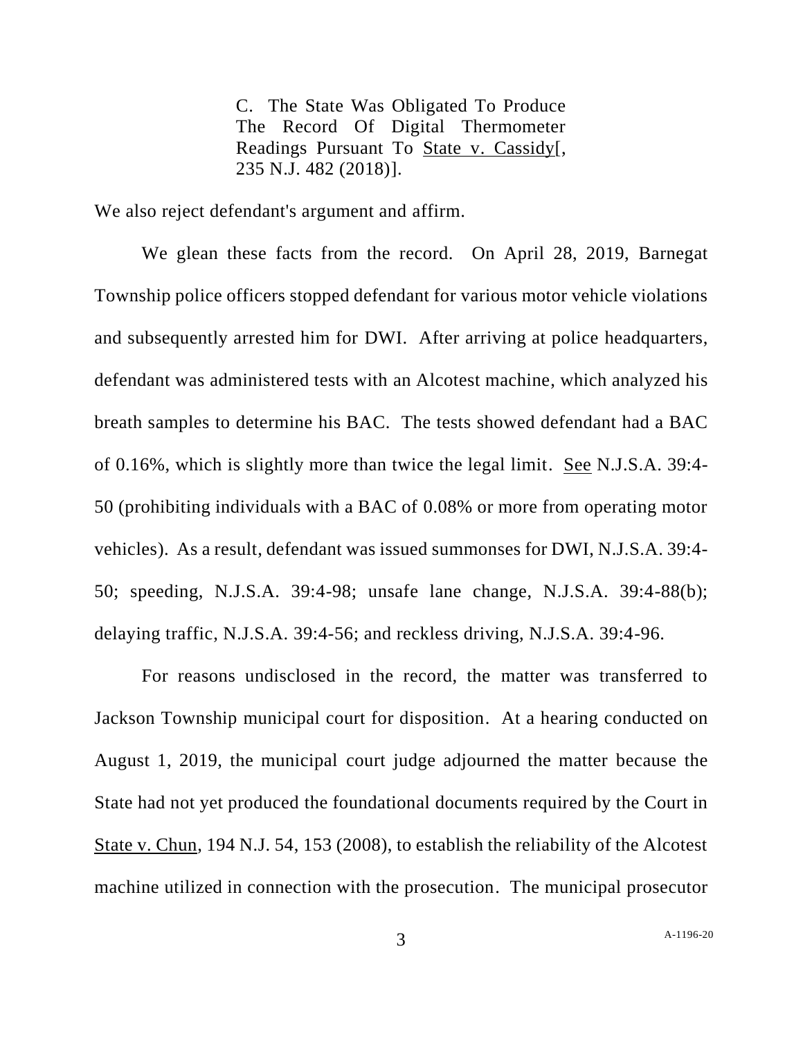C. The State Was Obligated To Produce The Record Of Digital Thermometer Readings Pursuant To State v. Cassidy[, 235 N.J. 482 (2018)].

We also reject defendant's argument and affirm.

We glean these facts from the record. On April 28, 2019, Barnegat Township police officers stopped defendant for various motor vehicle violations and subsequently arrested him for DWI. After arriving at police headquarters, defendant was administered tests with an Alcotest machine, which analyzed his breath samples to determine his BAC. The tests showed defendant had a BAC of 0.16%, which is slightly more than twice the legal limit. See N.J.S.A. 39:4-50 (prohibiting individuals with a BAC of 0.08% or more from operating motor vehicles). As a result, defendant was issued summonses for DWI, N.J.S.A. 39:4-50; speeding, N.J.S.A. 39:4-98; unsafe lane change, N.J.S.A. 39:4-88(b); delaying traffic, N.J.S.A. 39:4-56; and reckless driving, N.J.S.A. 39:4-96.

For reasons undisclosed in the record, the matter was transferred to Jackson Township municipal court for disposition. At a hearing conducted on August 1, 2019, the municipal court judge adjourned the matter because the State had not yet produced the foundational documents required by the Court in State v. Chun, 194 N.J. 54, 153 (2008), to establish the reliability of the Alcotest machine utilized in connection with the prosecution. The municipal prosecutor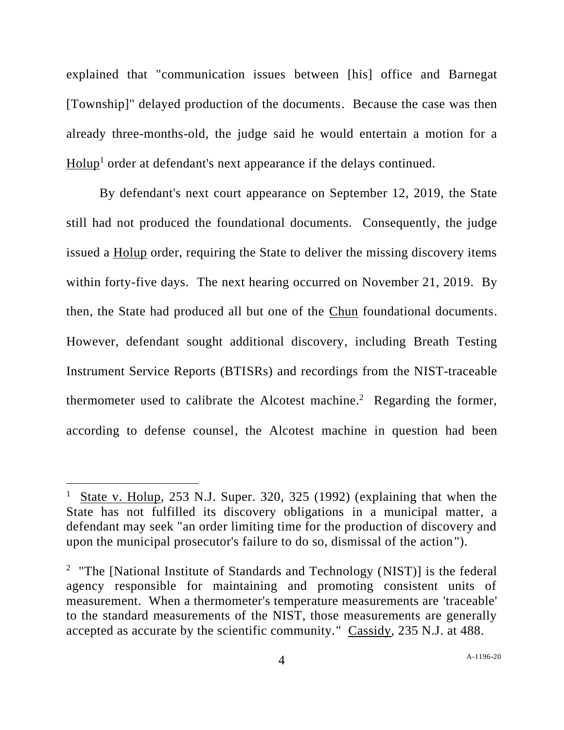explained that "communication issues between [his] office and Barnegat [Township]" delayed production of the documents. Because the case was then already three-months-old, the judge said he would entertain a motion for a Holup[1] order at defendant's next appearance if the delays continued.

By defendant's next court appearance on September 12, 2019, the State still had not produced the foundational documents. Consequently, the judge issued a Holup order, requiring the State to deliver the missing discovery items within forty-five days. The next hearing occurred on November 21, 2019. By then, the State had produced all but one of the Chun foundational documents. However, defendant sought additional discovery, including Breath Testing Instrument Service Reports (BTISRs) and recordings from the NIST-traceable thermometer used to calibrate the Alcotest machine.[2] Regarding the former, according to defense counsel, the Alcotest machine in question had been

---

[1] State v. Holup, 253 N.J. Super. 320, 325 (1992) (explaining that when the State has not fulfilled its discovery obligations in a municipal matter, a defendant may seek "an order limiting time for the production of discovery and upon the municipal prosecutor's failure to do so, dismissal of the action").

[2] "The [National Institute of Standards and Technology (NIST)] is the federal agency responsible for maintaining and promoting consistent units of measurement. When a thermometer's temperature measurements are 'traceable' to the standard measurements of the NIST, those measurements are generally accepted as accurate by the scientific community." Cassidy, 235 N.J. at 488.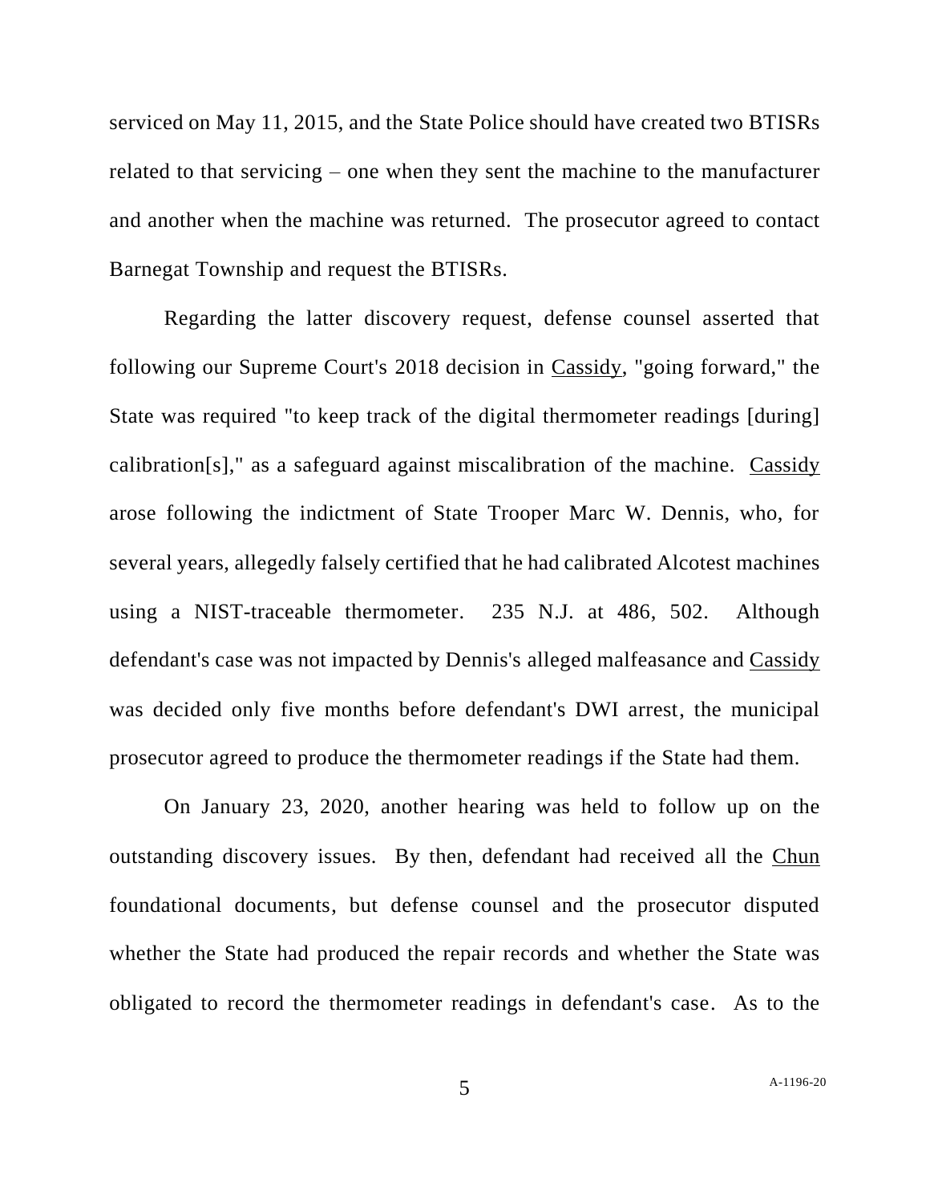serviced on May 11, 2015, and the State Police should have created two BTISRs related to that servicing – one when they sent the machine to the manufacturer and another when the machine was returned. The prosecutor agreed to contact Barnegat Township and request the BTISRs.

Regarding the latter discovery request, defense counsel asserted that following our Supreme Court's 2018 decision in Cassidy, "going forward," the State was required "to keep track of the digital thermometer readings [during] calibration[s]," as a safeguard against miscalibration of the machine. Cassidy arose following the indictment of State Trooper Marc W. Dennis, who, for several years, allegedly falsely certified that he had calibrated Alcotest machines using a NIST-traceable thermometer. 235 N.J. at 486, 502. Although defendant's case was not impacted by Dennis's alleged malfeasance and Cassidy was decided only five months before defendant's DWI arrest, the municipal prosecutor agreed to produce the thermometer readings if the State had them.

On January 23, 2020, another hearing was held to follow up on the outstanding discovery issues. By then, defendant had received all the Chun foundational documents, but defense counsel and the prosecutor disputed whether the State had produced the repair records and whether the State was obligated to record the thermometer readings in defendant's case. As to the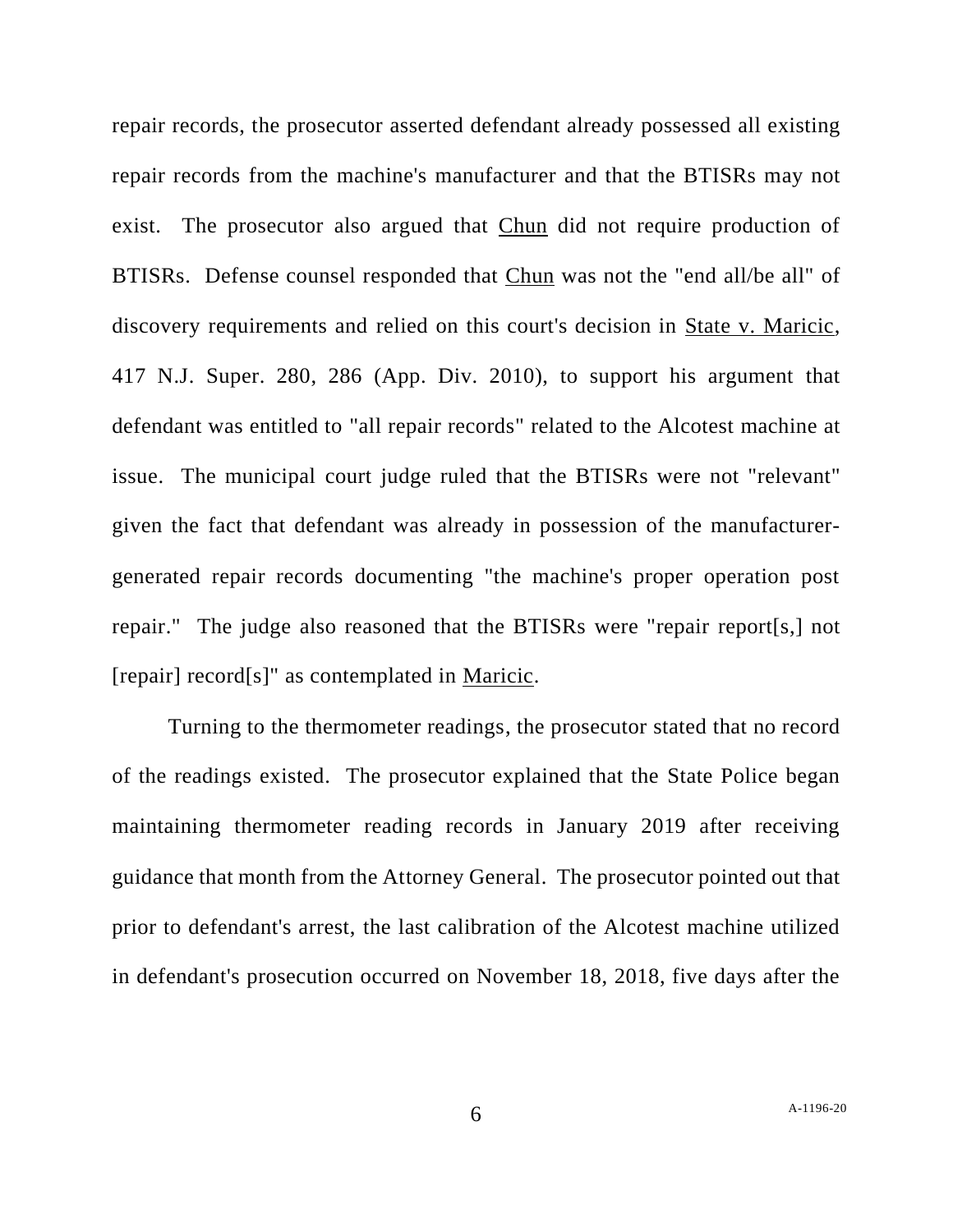repair records, the prosecutor asserted defendant already possessed all existing repair records from the machine's manufacturer and that the BTISRs may not exist. The prosecutor also argued that Chun did not require production of BTISRs. Defense counsel responded that Chun was not the "end all/be all" of discovery requirements and relied on this court's decision in State v. Maricic, 417 N.J. Super. 280, 286 (App. Div. 2010), to support his argument that defendant was entitled to "all repair records" related to the Alcotest machine at issue. The municipal court judge ruled that the BTISRs were not "relevant" given the fact that defendant was already in possession of the manufacturer-generated repair records documenting "the machine's proper operation post repair." The judge also reasoned that the BTISRs were "repair report[s,] not [repair] record[s]" as contemplated in Maricic.

Turning to the thermometer readings, the prosecutor stated that no record of the readings existed. The prosecutor explained that the State Police began maintaining thermometer reading records in January 2019 after receiving guidance that month from the Attorney General. The prosecutor pointed out that prior to defendant's arrest, the last calibration of the Alcotest machine utilized in defendant's prosecution occurred on November 18, 2018, five days after the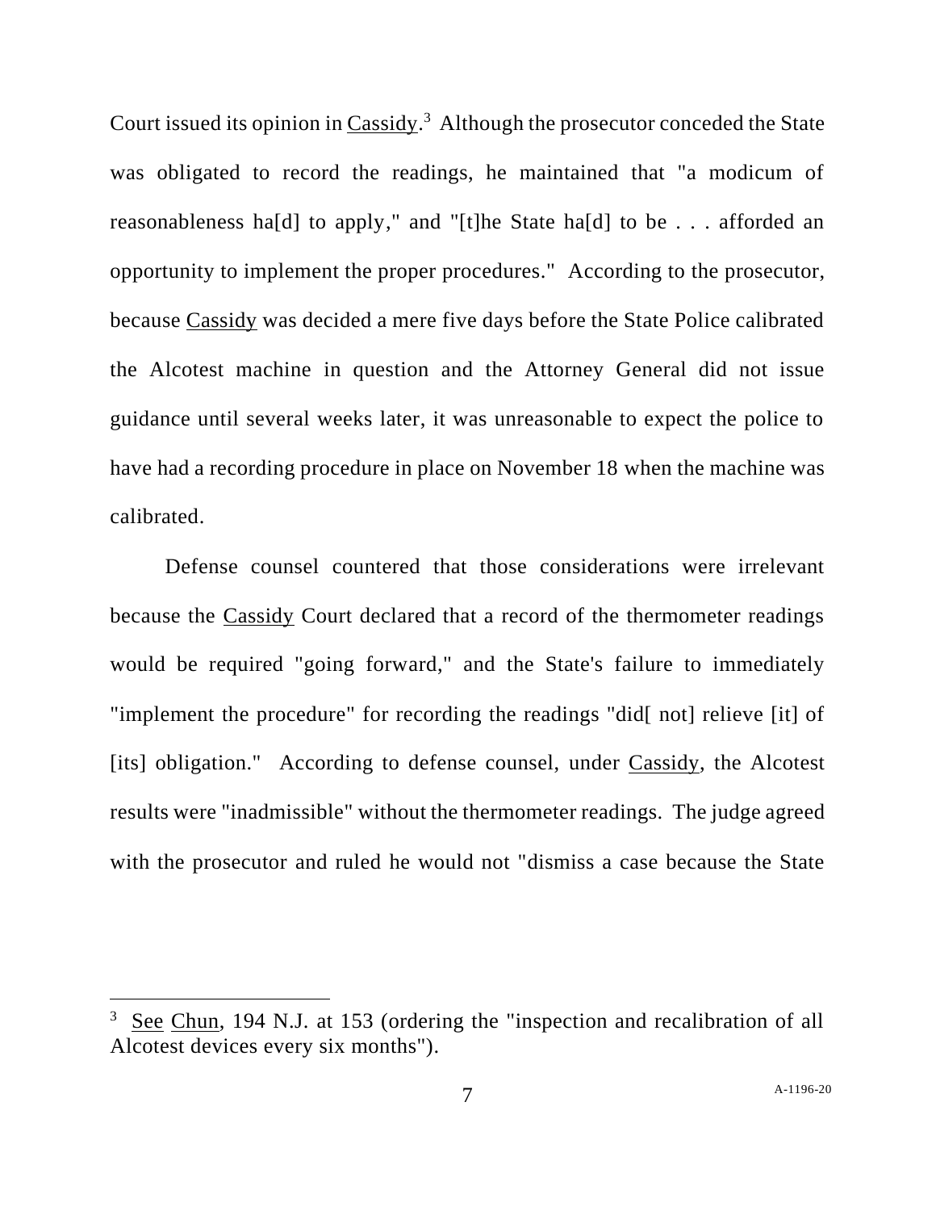Court issued its opinion in Cassidy.[3] Although the prosecutor conceded the State was obligated to record the readings, he maintained that "a modicum of reasonableness ha[d] to apply," and "[t]he State ha[d] to be . . . afforded an opportunity to implement the proper procedures." According to the prosecutor, because Cassidy was decided a mere five days before the State Police calibrated the Alcotest machine in question and the Attorney General did not issue guidance until several weeks later, it was unreasonable to expect the police to have had a recording procedure in place on November 18 when the machine was calibrated.

Defense counsel countered that those considerations were irrelevant because the Cassidy Court declared that a record of the thermometer readings would be required "going forward," and the State's failure to immediately "implement the procedure" for recording the readings "did[ not] relieve [it] of [its] obligation." According to defense counsel, under Cassidy, the Alcotest results were "inadmissible" without the thermometer readings. The judge agreed with the prosecutor and ruled he would not "dismiss a case because the State

---

[3] See Chun, 194 N.J. at 153 (ordering the "inspection and recalibration of all Alcotest devices every six months").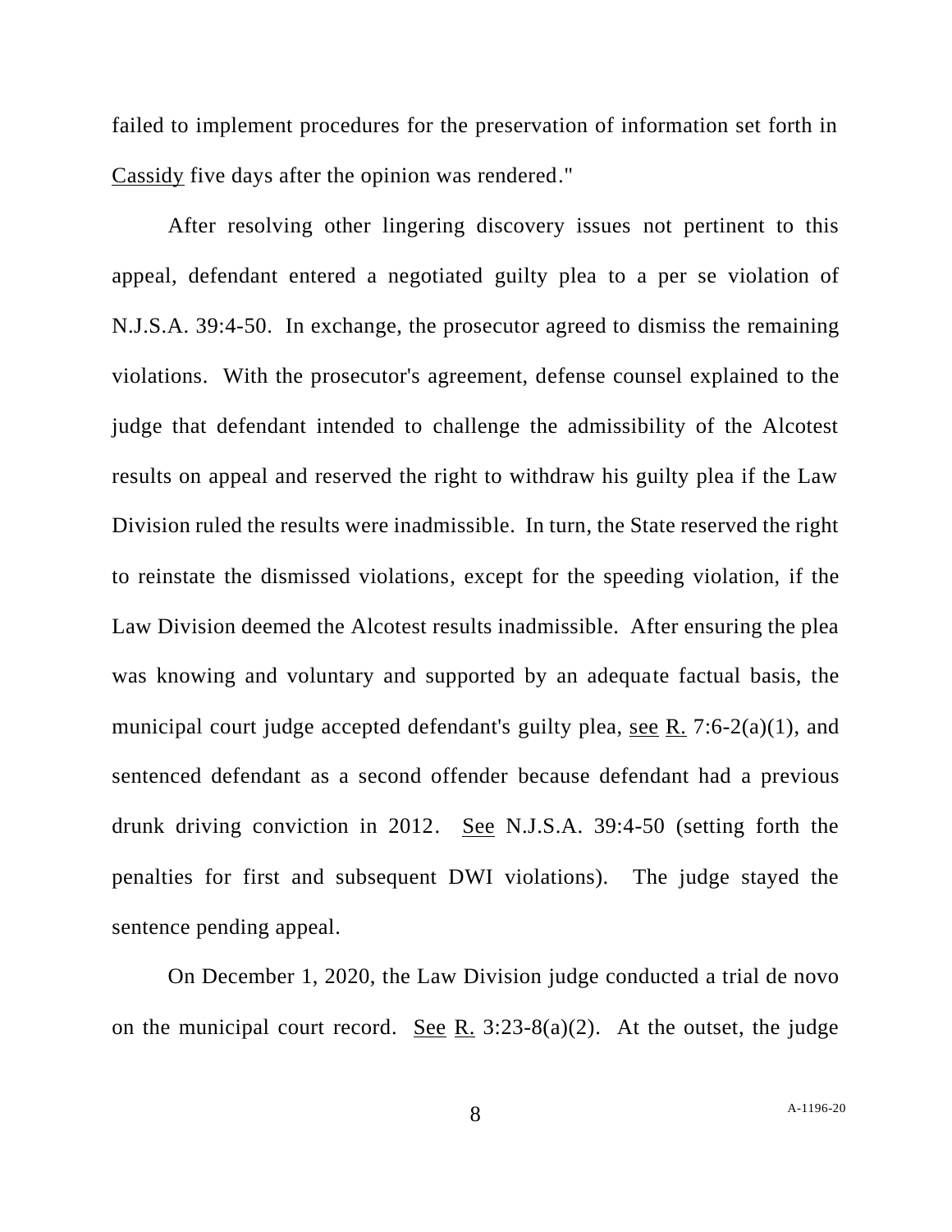failed to implement procedures for the preservation of information set forth in Cassidy five days after the opinion was rendered."

After resolving other lingering discovery issues not pertinent to this appeal, defendant entered a negotiated guilty plea to a per se violation of N.J.S.A. 39:4-50. In exchange, the prosecutor agreed to dismiss the remaining violations. With the prosecutor's agreement, defense counsel explained to the judge that defendant intended to challenge the admissibility of the Alcotest results on appeal and reserved the right to withdraw his guilty plea if the Law Division ruled the results were inadmissible. In turn, the State reserved the right to reinstate the dismissed violations, except for the speeding violation, if the Law Division deemed the Alcotest results inadmissible. After ensuring the plea was knowing and voluntary and supported by an adequate factual basis, the municipal court judge accepted defendant's guilty plea, see R. 7:6-2(a)(1), and sentenced defendant as a second offender because defendant had a previous drunk driving conviction in 2012. See N.J.S.A. 39:4-50 (setting forth the penalties for first and subsequent DWI violations). The judge stayed the sentence pending appeal.

On December 1, 2020, the Law Division judge conducted a trial de novo on the municipal court record. See R. 3:23-8(a)(2). At the outset, the judge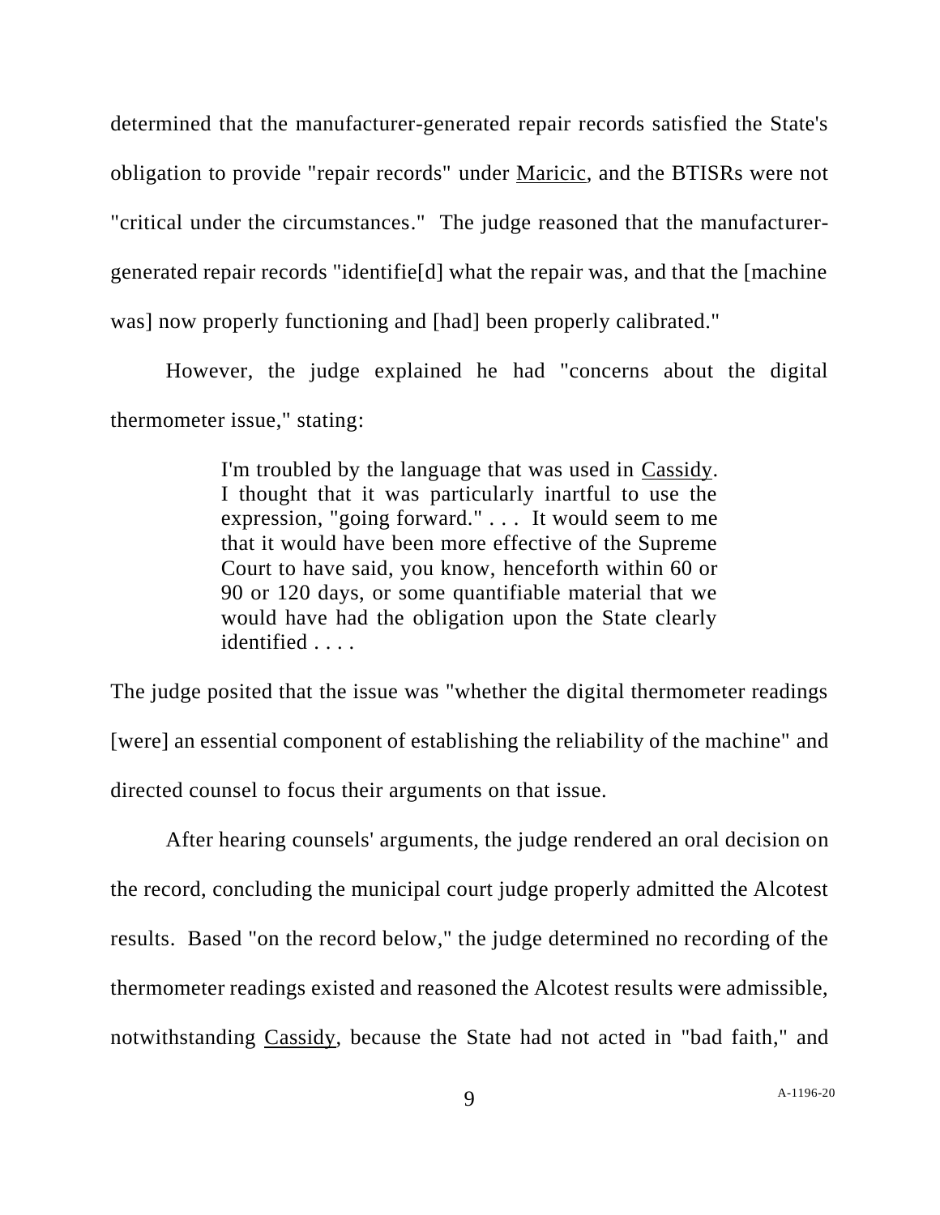determined that the manufacturer-generated repair records satisfied the State's obligation to provide "repair records" under Maricic, and the BTISRs were not "critical under the circumstances." The judge reasoned that the manufacturer-generated repair records "identifie[d] what the repair was, and that the [machine was] now properly functioning and [had] been properly calibrated."

However, the judge explained he had "concerns about the digital thermometer issue," stating:

> I'm troubled by the language that was used in Cassidy. I thought that it was particularly inartful to use the expression, "going forward." . . . It would seem to me that it would have been more effective of the Supreme Court to have said, you know, henceforth within 60 or 90 or 120 days, or some quantifiable material that we would have had the obligation upon the State clearly identified . . . .

The judge posited that the issue was "whether the digital thermometer readings [were] an essential component of establishing the reliability of the machine" and directed counsel to focus their arguments on that issue.

After hearing counsels' arguments, the judge rendered an oral decision on the record, concluding the municipal court judge properly admitted the Alcotest results. Based "on the record below," the judge determined no recording of the thermometer readings existed and reasoned the Alcotest results were admissible, notwithstanding Cassidy, because the State had not acted in "bad faith," and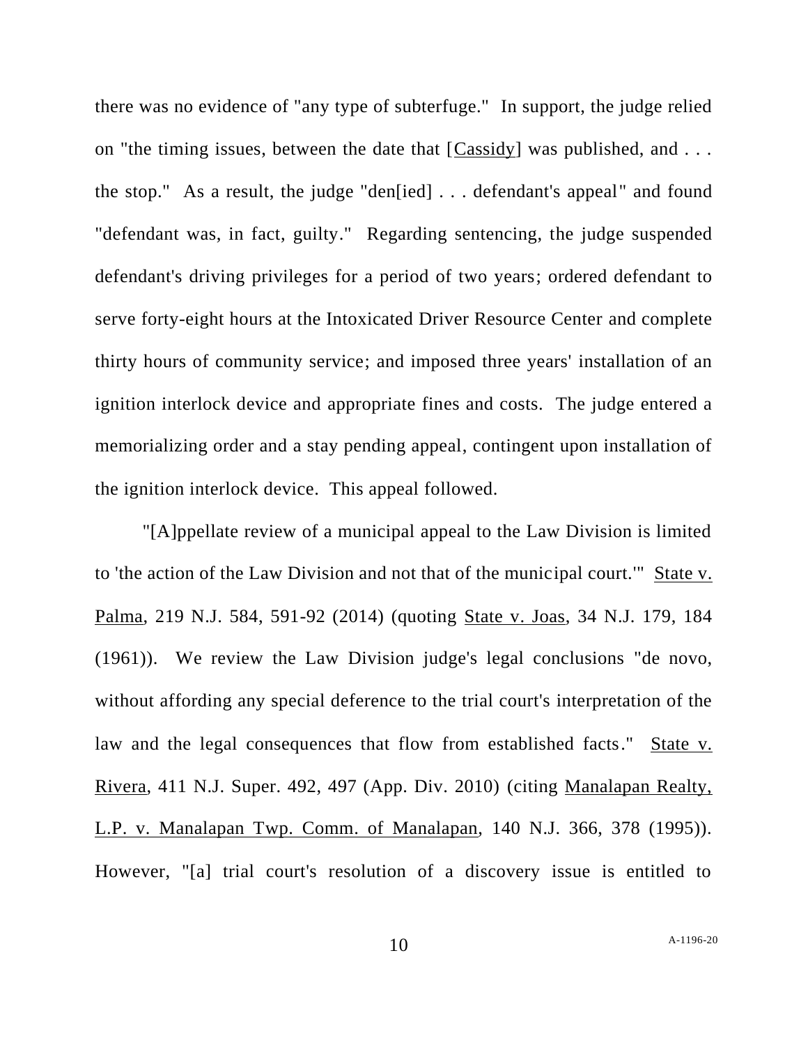there was no evidence of "any type of subterfuge." In support, the judge relied on "the timing issues, between the date that [Cassidy] was published, and . . . the stop." As a result, the judge "den[ied] . . . defendant's appeal" and found "defendant was, in fact, guilty." Regarding sentencing, the judge suspended defendant's driving privileges for a period of two years; ordered defendant to serve forty-eight hours at the Intoxicated Driver Resource Center and complete thirty hours of community service; and imposed three years' installation of an ignition interlock device and appropriate fines and costs. The judge entered a memorializing order and a stay pending appeal, contingent upon installation of the ignition interlock device. This appeal followed.

"[A]ppellate review of a municipal appeal to the Law Division is limited to 'the action of the Law Division and not that of the municipal court.'" State v. Palma, 219 N.J. 584, 591-92 (2014) (quoting State v. Joas, 34 N.J. 179, 184 (1961)). We review the Law Division judge's legal conclusions "de novo, without affording any special deference to the trial court's interpretation of the law and the legal consequences that flow from established facts." State v. Rivera, 411 N.J. Super. 492, 497 (App. Div. 2010) (citing Manalapan Realty, L.P. v. Manalapan Twp. Comm. of Manalapan, 140 N.J. 366, 378 (1995)). However, "[a] trial court's resolution of a discovery issue is entitled to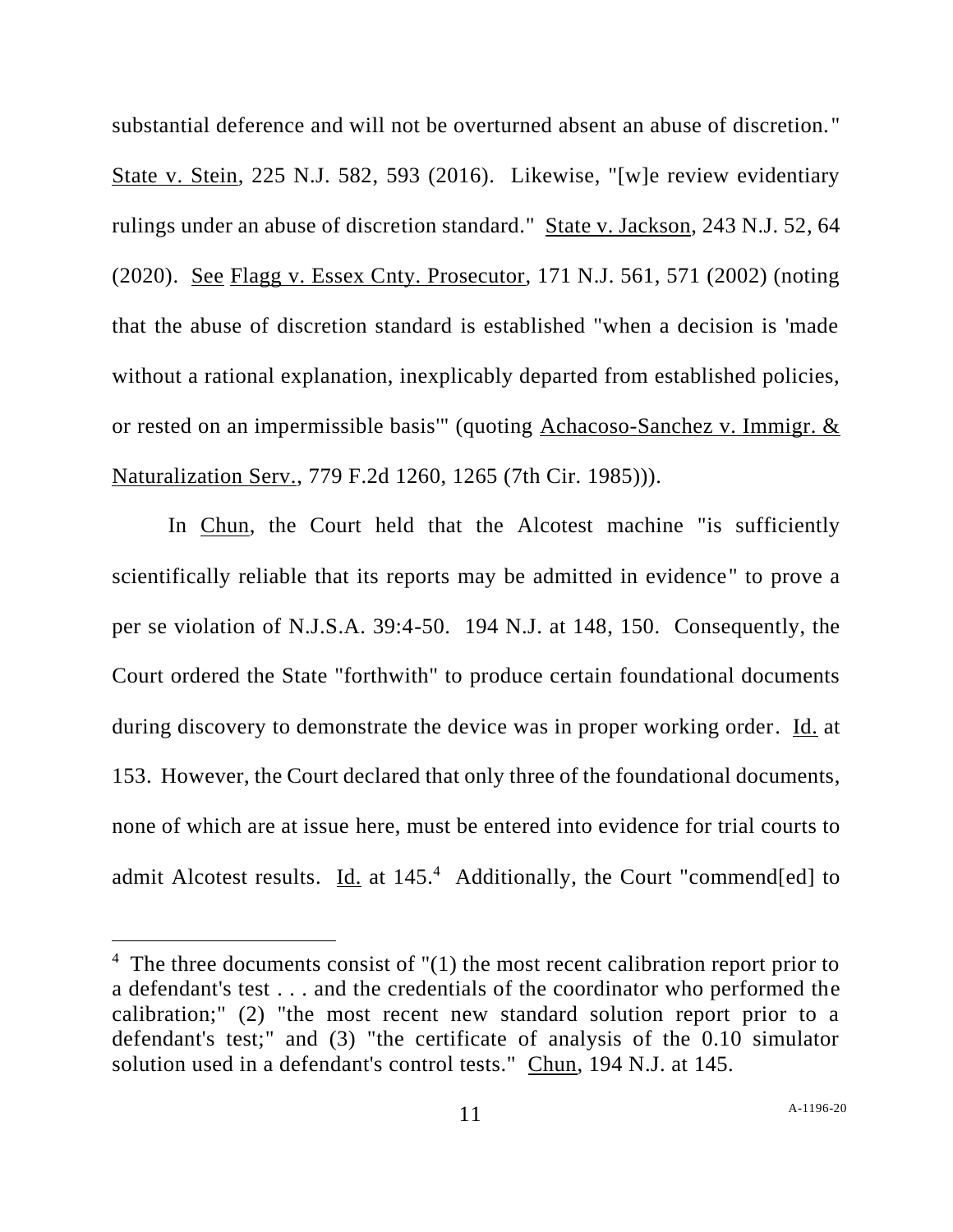substantial deference and will not be overturned absent an abuse of discretion." State v. Stein, 225 N.J. 582, 593 (2016). Likewise, "[w]e review evidentiary rulings under an abuse of discretion standard." State v. Jackson, 243 N.J. 52, 64 (2020). See Flagg v. Essex Cnty. Prosecutor, 171 N.J. 561, 571 (2002) (noting that the abuse of discretion standard is established "when a decision is 'made without a rational explanation, inexplicably departed from established policies, or rested on an impermissible basis'" (quoting Achacoso-Sanchez v. Immigr. & Naturalization Serv., 779 F.2d 1260, 1265 (7th Cir. 1985))).

In Chun, the Court held that the Alcotest machine "is sufficiently scientifically reliable that its reports may be admitted in evidence" to prove a per se violation of N.J.S.A. 39:4-50. 194 N.J. at 148, 150. Consequently, the Court ordered the State "forthwith" to produce certain foundational documents during discovery to demonstrate the device was in proper working order. Id. at 153. However, the Court declared that only three of the foundational documents, none of which are at issue here, must be entered into evidence for trial courts to admit Alcotest results. Id. at 145.[4] Additionally, the Court "commend[ed] to

---

[4] The three documents consist of "(1) the most recent calibration report prior to a defendant's test . . . and the credentials of the coordinator who performed the calibration;" (2) "the most recent new standard solution report prior to a defendant's test;" and (3) "the certificate of analysis of the 0.10 simulator solution used in a defendant's control tests." Chun, 194 N.J. at 145.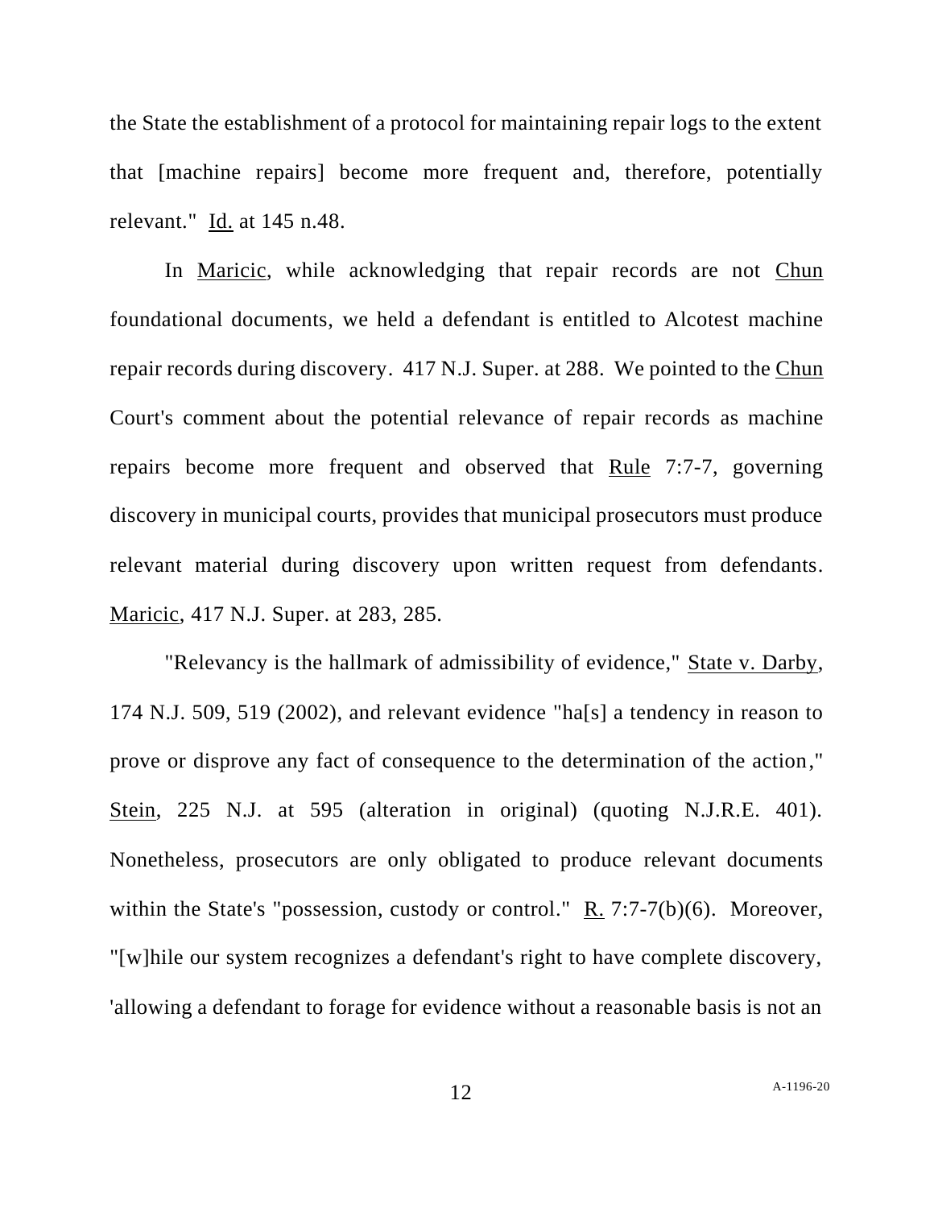the State the establishment of a protocol for maintaining repair logs to the extent that [machine repairs] become more frequent and, therefore, potentially relevant." Id. at 145 n.48.

In Maricic, while acknowledging that repair records are not Chun foundational documents, we held a defendant is entitled to Alcotest machine repair records during discovery. 417 N.J. Super. at 288. We pointed to the Chun Court's comment about the potential relevance of repair records as machine repairs become more frequent and observed that Rule 7:7-7, governing discovery in municipal courts, provides that municipal prosecutors must produce relevant material during discovery upon written request from defendants. Maricic, 417 N.J. Super. at 283, 285.

"Relevancy is the hallmark of admissibility of evidence," State v. Darby, 174 N.J. 509, 519 (2002), and relevant evidence "ha[s] a tendency in reason to prove or disprove any fact of consequence to the determination of the action," Stein, 225 N.J. at 595 (alteration in original) (quoting N.J.R.E. 401). Nonetheless, prosecutors are only obligated to produce relevant documents within the State's "possession, custody or control." R. 7:7-7(b)(6). Moreover, "[w]hile our system recognizes a defendant's right to have complete discovery, 'allowing a defendant to forage for evidence without a reasonable basis is not an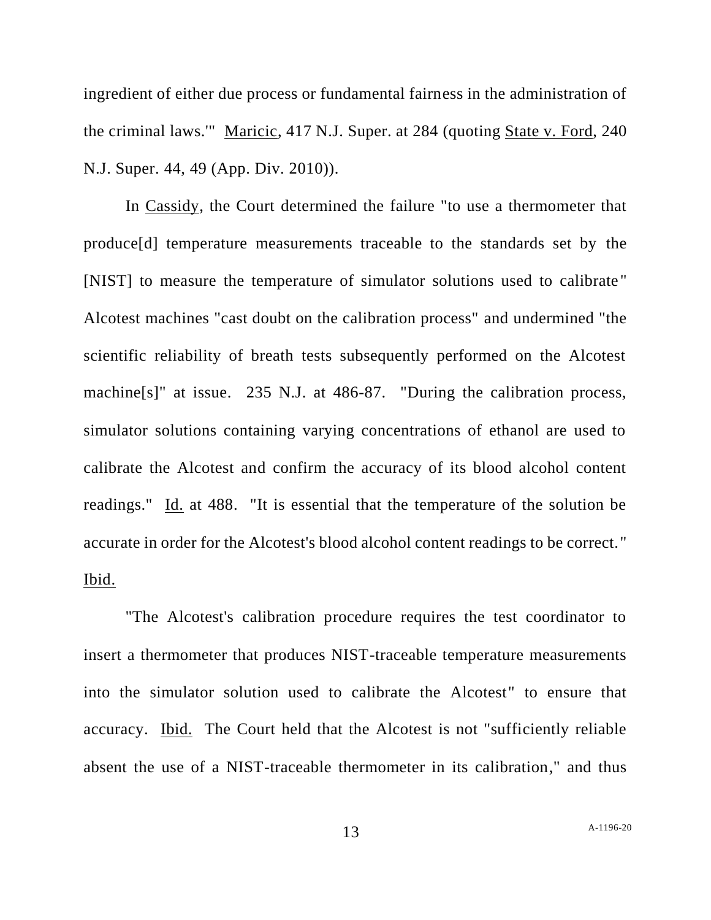ingredient of either due process or fundamental fairness in the administration of the criminal laws.'" Maricic, 417 N.J. Super. at 284 (quoting State v. Ford, 240 N.J. Super. 44, 49 (App. Div. 2010)).

In Cassidy, the Court determined the failure "to use a thermometer that produce[d] temperature measurements traceable to the standards set by the [NIST] to measure the temperature of simulator solutions used to calibrate" Alcotest machines "cast doubt on the calibration process" and undermined "the scientific reliability of breath tests subsequently performed on the Alcotest machine[s]" at issue. 235 N.J. at 486-87. "During the calibration process, simulator solutions containing varying concentrations of ethanol are used to calibrate the Alcotest and confirm the accuracy of its blood alcohol content readings." Id. at 488. "It is essential that the temperature of the solution be accurate in order for the Alcotest's blood alcohol content readings to be correct." Ibid.

"The Alcotest's calibration procedure requires the test coordinator to insert a thermometer that produces NIST-traceable temperature measurements into the simulator solution used to calibrate the Alcotest" to ensure that accuracy. Ibid. The Court held that the Alcotest is not "sufficiently reliable absent the use of a NIST-traceable thermometer in its calibration," and thus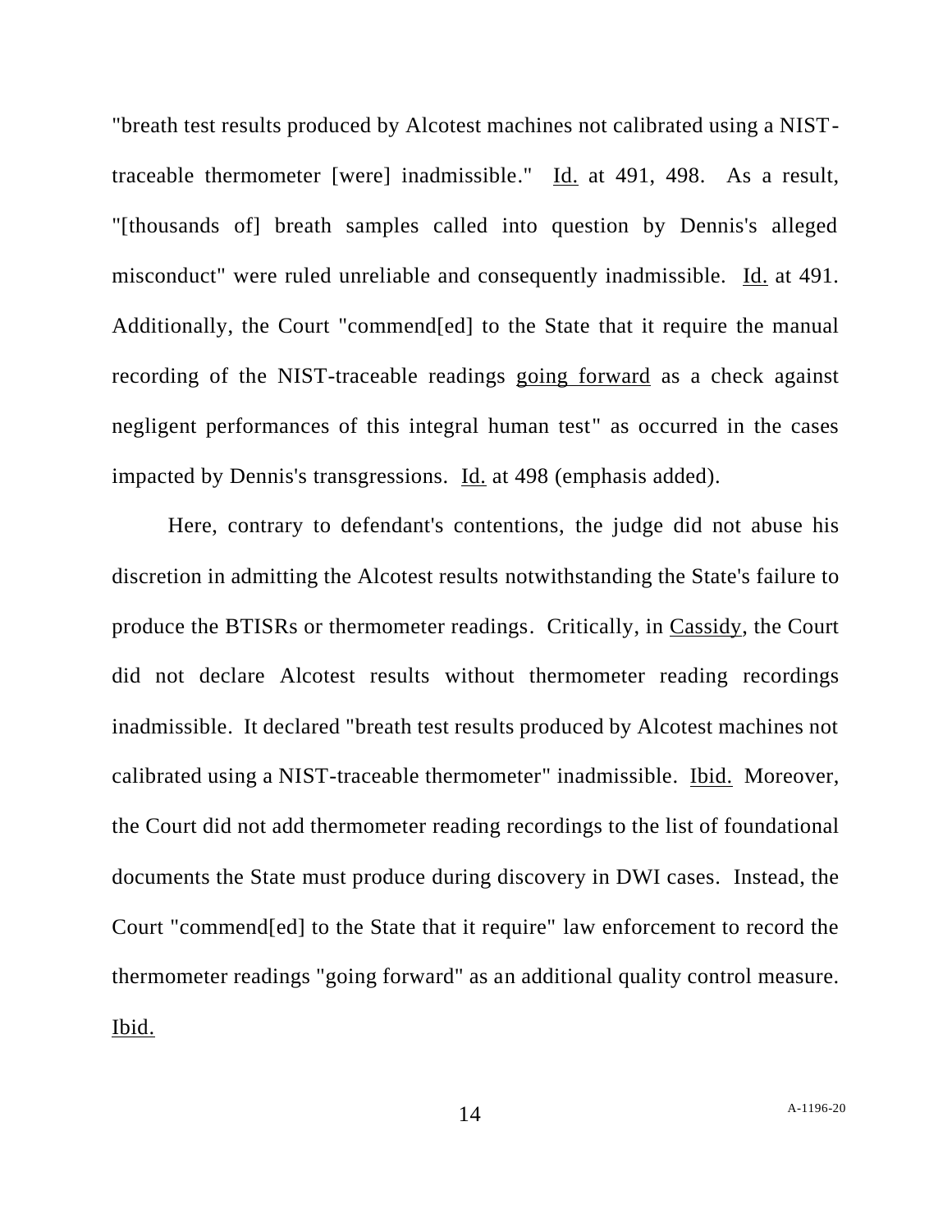"breath test results produced by Alcotest machines not calibrated using a NIST-traceable thermometer [were] inadmissible." Id. at 491, 498. As a result, "[thousands of] breath samples called into question by Dennis's alleged misconduct" were ruled unreliable and consequently inadmissible. Id. at 491. Additionally, the Court "commend[ed] to the State that it require the manual recording of the NIST-traceable readings going forward as a check against negligent performances of this integral human test" as occurred in the cases impacted by Dennis's transgressions. Id. at 498 (emphasis added).

Here, contrary to defendant's contentions, the judge did not abuse his discretion in admitting the Alcotest results notwithstanding the State's failure to produce the BTISRs or thermometer readings. Critically, in Cassidy, the Court did not declare Alcotest results without thermometer reading recordings inadmissible. It declared "breath test results produced by Alcotest machines not calibrated using a NIST-traceable thermometer" inadmissible. Ibid. Moreover, the Court did not add thermometer reading recordings to the list of foundational documents the State must produce during discovery in DWI cases. Instead, the Court "commend[ed] to the State that it require" law enforcement to record the thermometer readings "going forward" as an additional quality control measure. Ibid.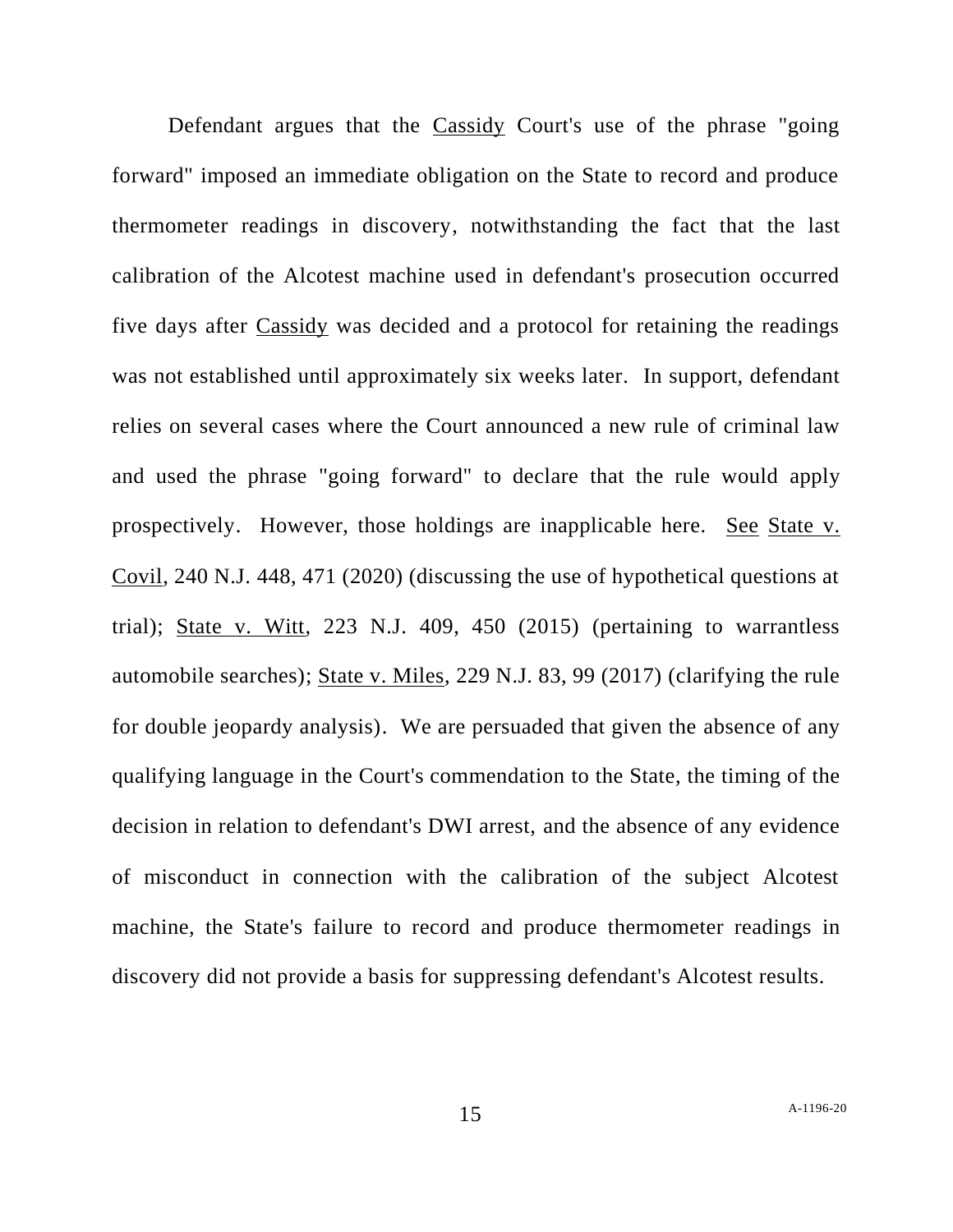Defendant argues that the Cassidy Court's use of the phrase "going forward" imposed an immediate obligation on the State to record and produce thermometer readings in discovery, notwithstanding the fact that the last calibration of the Alcotest machine used in defendant's prosecution occurred five days after Cassidy was decided and a protocol for retaining the readings was not established until approximately six weeks later. In support, defendant relies on several cases where the Court announced a new rule of criminal law and used the phrase "going forward" to declare that the rule would apply prospectively. However, those holdings are inapplicable here. See State v. Covil, 240 N.J. 448, 471 (2020) (discussing the use of hypothetical questions at trial); State v. Witt, 223 N.J. 409, 450 (2015) (pertaining to warrantless automobile searches); State v. Miles, 229 N.J. 83, 99 (2017) (clarifying the rule for double jeopardy analysis). We are persuaded that given the absence of any qualifying language in the Court's commendation to the State, the timing of the decision in relation to defendant's DWI arrest, and the absence of any evidence of misconduct in connection with the calibration of the subject Alcotest machine, the State's failure to record and produce thermometer readings in discovery did not provide a basis for suppressing defendant's Alcotest results.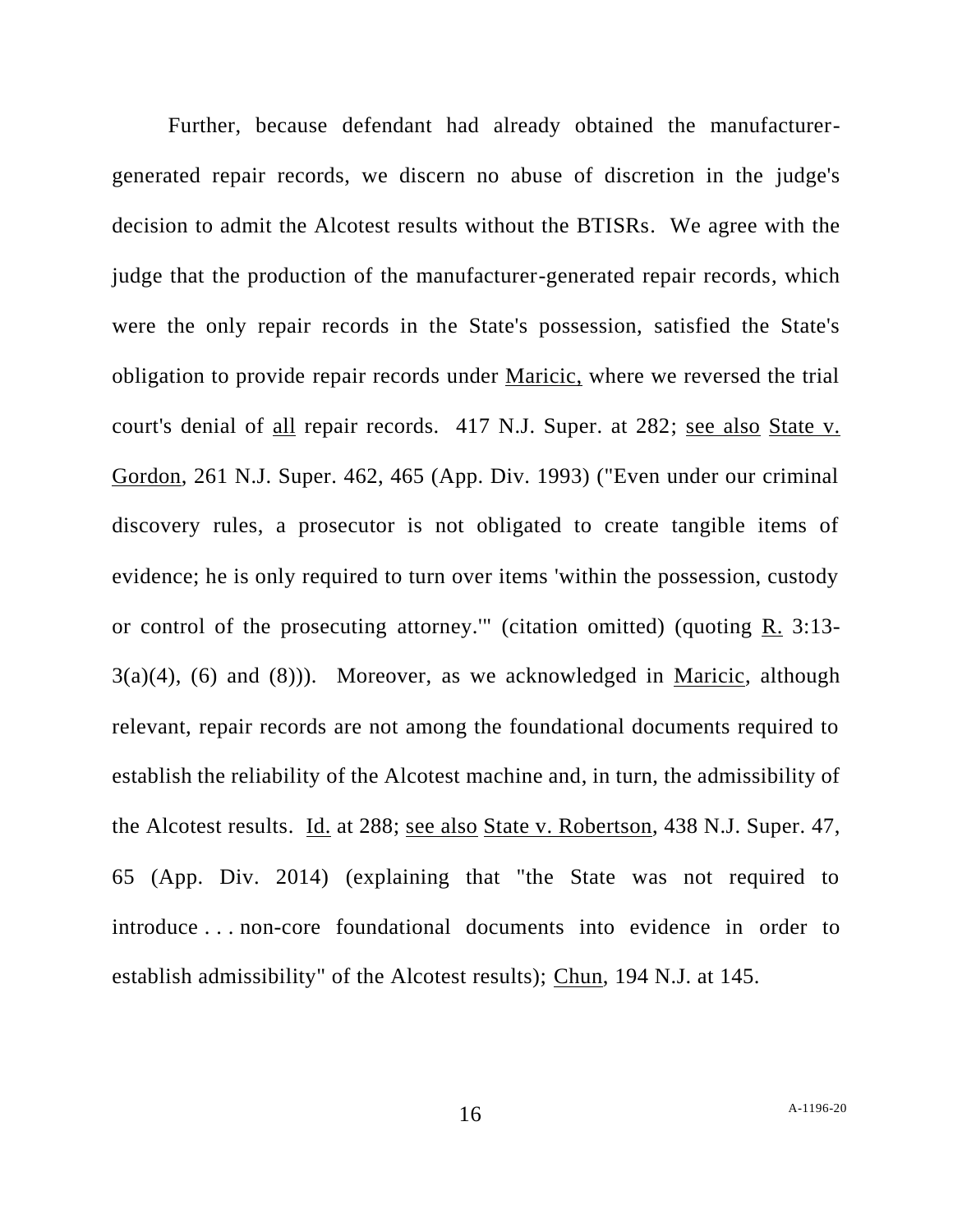Further, because defendant had already obtained the manufacturer-generated repair records, we discern no abuse of discretion in the judge's decision to admit the Alcotest results without the BTISRs. We agree with the judge that the production of the manufacturer-generated repair records, which were the only repair records in the State's possession, satisfied the State's obligation to provide repair records under Maricic, where we reversed the trial court's denial of all repair records. 417 N.J. Super. at 282; see also State v. Gordon, 261 N.J. Super. 462, 465 (App. Div. 1993) ("Even under our criminal discovery rules, a prosecutor is not obligated to create tangible items of evidence; he is only required to turn over items 'within the possession, custody or control of the prosecuting attorney.'" (citation omitted) (quoting R. 3:13-3(a)(4), (6) and (8))). Moreover, as we acknowledged in Maricic, although relevant, repair records are not among the foundational documents required to establish the reliability of the Alcotest machine and, in turn, the admissibility of the Alcotest results. Id. at 288; see also State v. Robertson, 438 N.J. Super. 47, 65 (App. Div. 2014) (explaining that "the State was not required to introduce . . . non-core foundational documents into evidence in order to establish admissibility" of the Alcotest results); Chun, 194 N.J. at 145.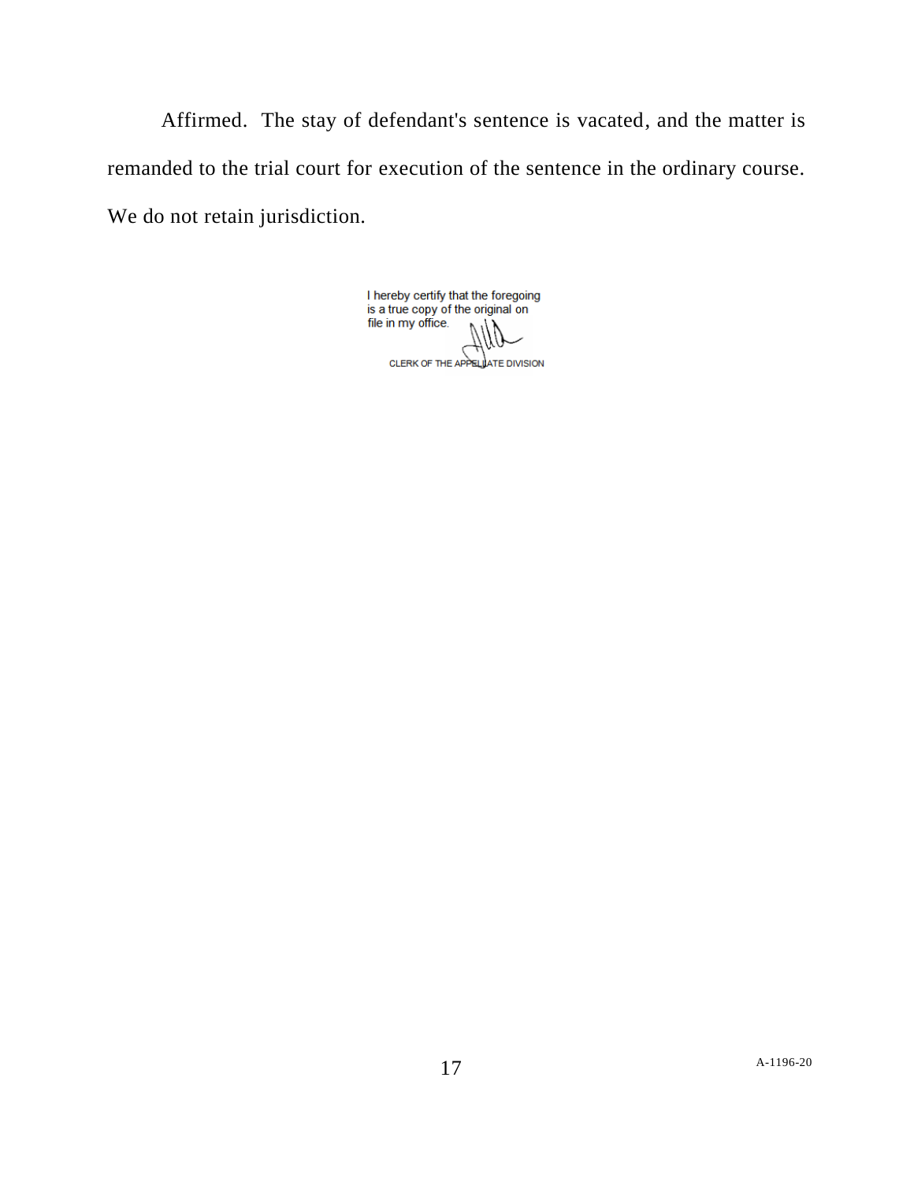Affirmed. The stay of defendant's sentence is vacated, and the matter is remanded to the trial court for execution of the sentence in the ordinary course. We do not retain jurisdiction.

I hereby certify that the foregoing is a true copy of the original on file in my office.

CLERK OF THE APPELLATE DIVISION